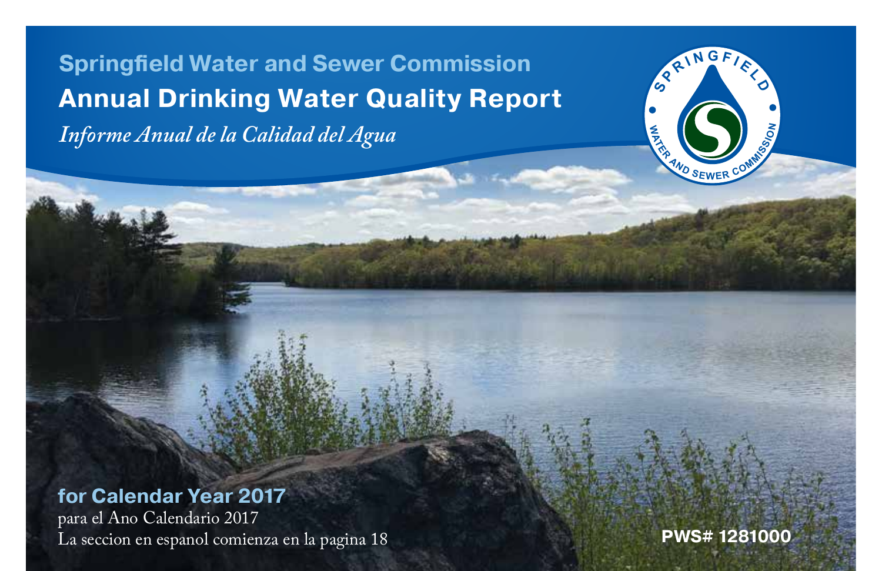## Springfield Water and Sewer Commission

# Annual Drinking Water Quality Report

*Informe Anual de la Calidad del Agua*

SPRINGFIELD WATER AND SEWER COMMISSION

**for Calendar Year 2017**

para el Ano Calendario 2017

La seccion en espanol comienza en la pagina 18

**PWS# 1281000**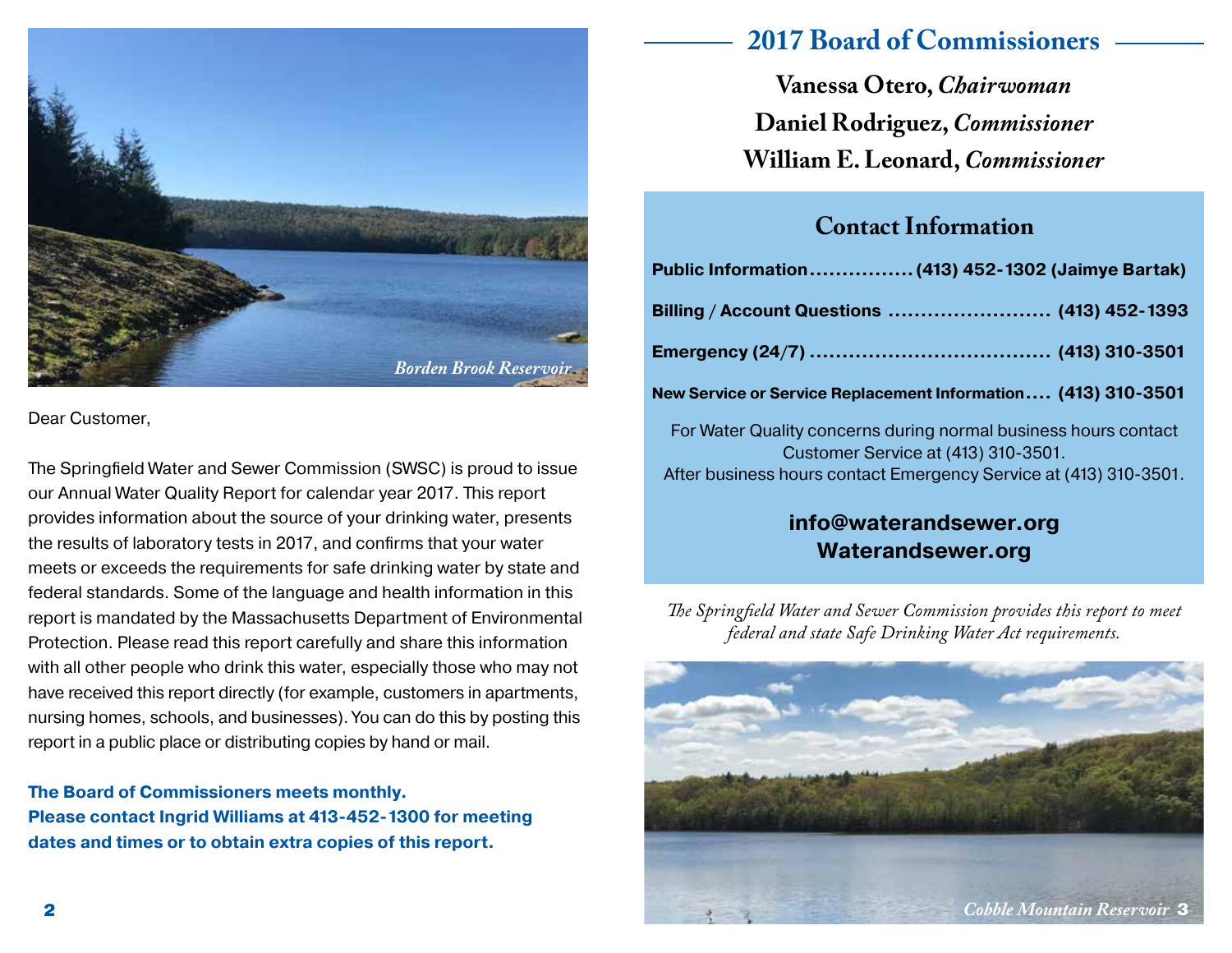*Borden Brook Reservoir*

Dear Customer,

The Springfield Water and Sewer Commission (SWSC) is proud to issue our Annual Water Quality Report for calendar year 2017. This report provides information about the source of your drinking water, presents the results of laboratory tests in 2017, and confirms that your water meets or exceeds the requirements for safe drinking water by state and federal standards. Some of the language and health information in this report is mandated by the Massachusetts Department of Environmental Protection. Please read this report carefully and share this information with all other people who drink this water, especially those who may not have received this report directly (for example, customers in apartments, nursing homes, schools, and businesses). You can do this by posting this report in a public place or distributing copies by hand or mail.

**The Board of Commissioners meets monthly.**
**Please contact Ingrid Williams at 413-452-1300 for meeting dates and times or to obtain extra copies of this report.**

## 2017 Board of Commissioners

**Vanessa Otero,** ***Chairwoman***
**Daniel Rodriguez,** ***Commissioner***
**William E. Leonard,** ***Commissioner***

## Contact Information

**Public Information................(413) 452-1302 (Jaimye Bartak)**

**Billing / Account Questions ......................... (413) 452-1393**

**Emergency (24/7) ..................................... (413) 310-3501**

**New Service or Service Replacement Information.... (413) 310-3501**

For Water Quality concerns during normal business hours contact Customer Service at (413) 310-3501.
After business hours contact Emergency Service at (413) 310-3501.

**info@waterandsewer.org**
**Waterandsewer.org**

*The Springfield Water and Sewer Commission provides this report to meet federal and state Safe Drinking Water Act requirements.*

*Cobble Mountain Reservoir*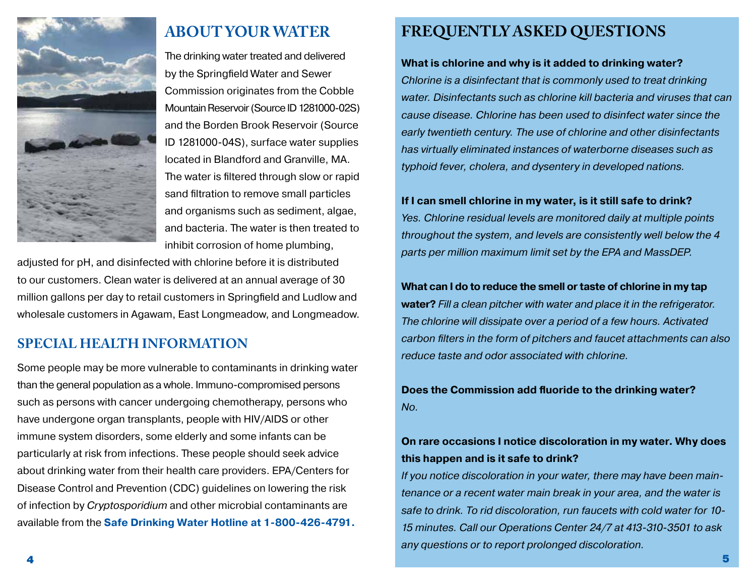## ABOUT YOUR WATER

The drinking water treated and delivered by the Springfield Water and Sewer Commission originates from the Cobble Mountain Reservoir (Source ID 1281000-02S) and the Borden Brook Reservoir (Source ID 1281000-04S), surface water supplies located in Blandford and Granville, MA. The water is filtered through slow or rapid sand filtration to remove small particles and organisms such as sediment, algae, and bacteria. The water is then treated to inhibit corrosion of home plumbing, adjusted for pH, and disinfected with chlorine before it is distributed to our customers. Clean water is delivered at an annual average of 30 million gallons per day to retail customers in Springfield and Ludlow and wholesale customers in Agawam, East Longmeadow, and Longmeadow.

## SPECIAL HEALTH INFORMATION

Some people may be more vulnerable to contaminants in drinking water than the general population as a whole. Immuno-compromised persons such as persons with cancer undergoing chemotherapy, persons who have undergone organ transplants, people with HIV/AIDS or other immune system disorders, some elderly and some infants can be particularly at risk from infections. These people should seek advice about drinking water from their health care providers. EPA/Centers for Disease Control and Prevention (CDC) guidelines on lowering the risk of infection by *Cryptosporidium* and other microbial contaminants are available from the **Safe Drinking Water Hotline at 1-800-426-4791.**

## FREQUENTLY ASKED QUESTIONS

**What is chlorine and why is it added to drinking water?**
*Chlorine is a disinfectant that is commonly used to treat drinking water. Disinfectants such as chlorine kill bacteria and viruses that can cause disease. Chlorine has been used to disinfect water since the early twentieth century. The use of chlorine and other disinfectants has virtually eliminated instances of waterborne diseases such as typhoid fever, cholera, and dysentery in developed nations.*

**If I can smell chlorine in my water, is it still safe to drink?**
*Yes. Chlorine residual levels are monitored daily at multiple points throughout the system, and levels are consistently well below the 4 parts per million maximum limit set by the EPA and MassDEP.*

**What can I do to reduce the smell or taste of chlorine in my tap water?** *Fill a clean pitcher with water and place it in the refrigerator. The chlorine will dissipate over a period of a few hours. Activated carbon filters in the form of pitchers and faucet attachments can also reduce taste and odor associated with chlorine.*

**Does the Commission add fluoride to the drinking water?**
*No.*

**On rare occasions I notice discoloration in my water. Why does this happen and is it safe to drink?**
*If you notice discoloration in your water, there may have been maintenance or a recent water main break in your area, and the water is safe to drink. To rid discoloration, run faucets with cold water for 10-15 minutes. Call our Operations Center 24/7 at 413-310-3501 to ask any questions or to report prolonged discoloration.*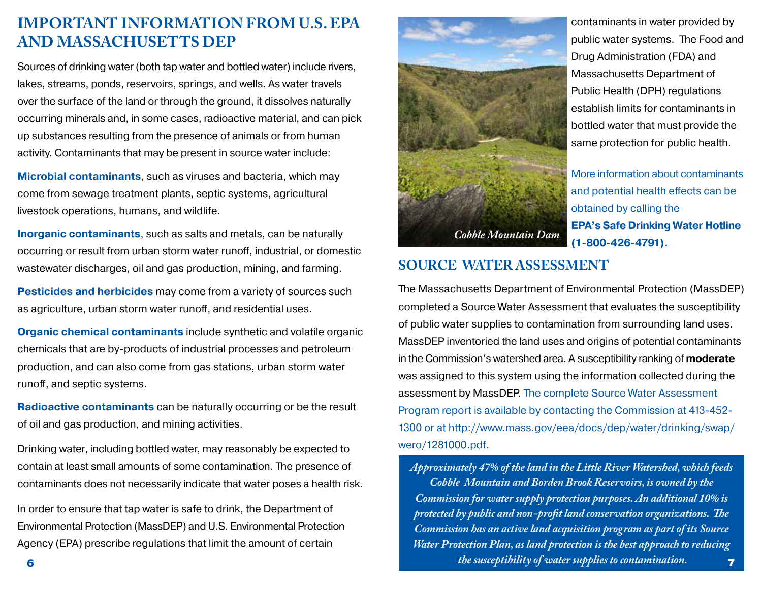## IMPORTANT INFORMATION FROM U.S. EPA AND MASSACHUSETTS DEP

Sources of drinking water (both tap water and bottled water) include rivers, lakes, streams, ponds, reservoirs, springs, and wells. As water travels over the surface of the land or through the ground, it dissolves naturally occurring minerals and, in some cases, radioactive material, and can pick up substances resulting from the presence of animals or from human activity. Contaminants that may be present in source water include:

**Microbial contaminants**, such as viruses and bacteria, which may come from sewage treatment plants, septic systems, agricultural livestock operations, humans, and wildlife.

**Inorganic contaminants**, such as salts and metals, can be naturally occurring or result from urban storm water runoff, industrial, or domestic wastewater discharges, oil and gas production, mining, and farming.

**Pesticides and herbicides** may come from a variety of sources such as agriculture, urban storm water runoff, and residential uses.

**Organic chemical contaminants** include synthetic and volatile organic chemicals that are by-products of industrial processes and petroleum production, and can also come from gas stations, urban storm water runoff, and septic systems.

**Radioactive contaminants** can be naturally occurring or be the result of oil and gas production, and mining activities.

Drinking water, including bottled water, may reasonably be expected to contain at least small amounts of some contamination. The presence of contaminants does not necessarily indicate that water poses a health risk.

In order to ensure that tap water is safe to drink, the Department of Environmental Protection (MassDEP) and U.S. Environmental Protection Agency (EPA) prescribe regulations that limit the amount of certain contaminants in water provided by public water systems. The Food and Drug Administration (FDA) and Massachusetts Department of Public Health (DPH) regulations establish limits for contaminants in bottled water that must provide the same protection for public health.

*Cobble Mountain Dam*

More information about contaminants and potential health effects can be obtained by calling the **EPA's Safe Drinking Water Hotline (1-800-426-4791).**

## SOURCE WATER ASSESSMENT

The Massachusetts Department of Environmental Protection (MassDEP) completed a Source Water Assessment that evaluates the susceptibility of public water supplies to contamination from surrounding land uses. MassDEP inventoried the land uses and origins of potential contaminants in the Commission's watershed area. A susceptibility ranking of **moderate** was assigned to this system using the information collected during the assessment by MassDEP. The complete Source Water Assessment Program report is available by contacting the Commission at 413-452-1300 or at http://www.mass.gov/eea/docs/dep/water/drinking/swap/wero/1281000.pdf.

***Approximately 47% of the land in the Little River Watershed, which feeds Cobble Mountain and Borden Brook Reservoirs, is owned by the Commission for water supply protection purposes. An additional 10% is protected by public and non-profit land conservation organizations. The Commission has an active land acquisition program as part of its Source Water Protection Plan, as land protection is the best approach to reducing the susceptibility of water supplies to contamination.***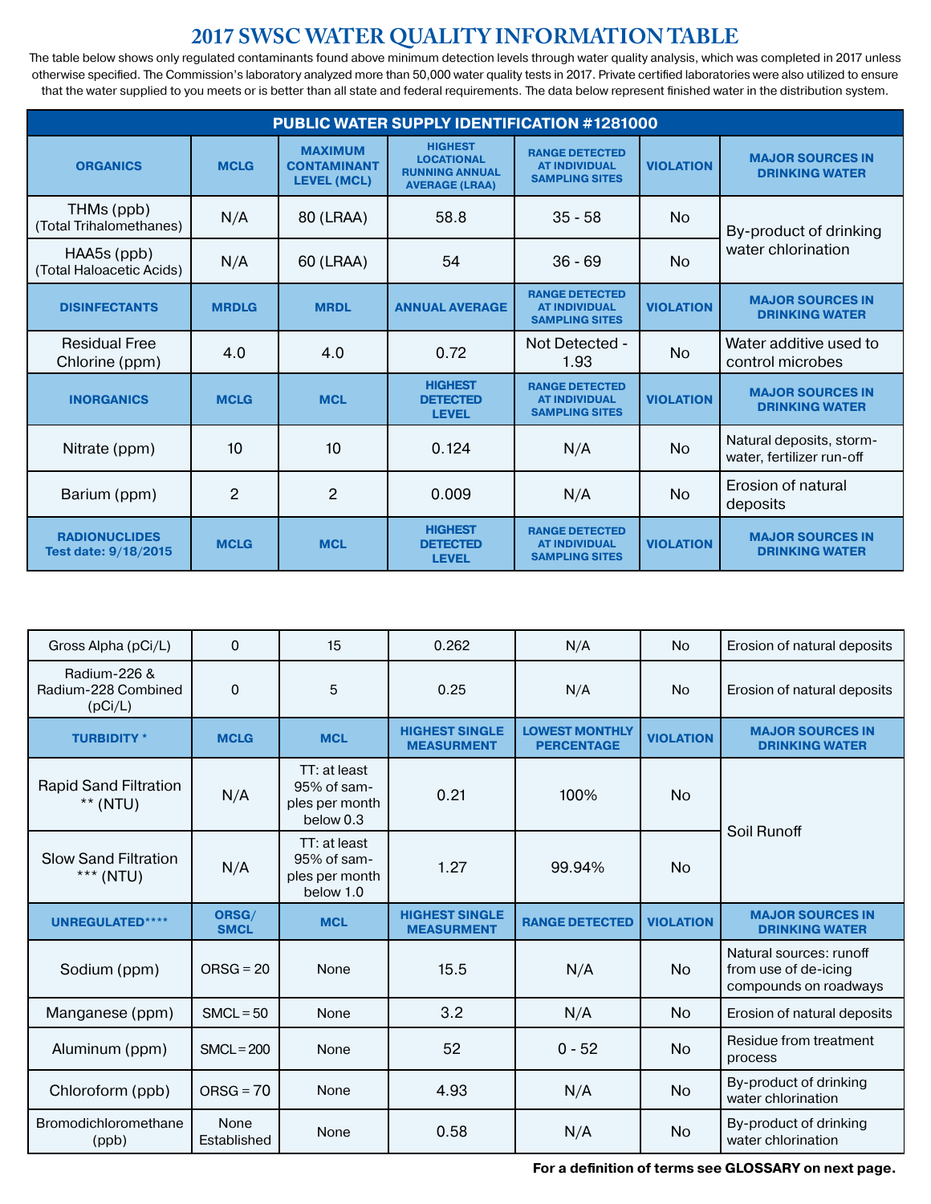# 2017 SWSC WATER QUALITY INFORMATION TABLE

The table below shows only regulated contaminants found above minimum detection levels through water quality analysis, which was completed in 2017 unless otherwise specified. The Commission's laboratory analyzed more than 50,000 water quality tests in 2017. Private certified laboratories were also utilized to ensure that the water supplied to you meets or is better than all state and federal requirements. The data below represent finished water in the distribution system.

| PUBLIC WATER SUPPLY IDENTIFICATION #1281000 | | | | | | |
|---|---|---|---|---|---|---|
| **ORGANICS** | **MCLG** | **MAXIMUM CONTAMINANT LEVEL (MCL)** | **HIGHEST LOCATIONAL RUNNING ANNUAL AVERAGE (LRAA)** | **RANGE DETECTED AT INDIVIDUAL SAMPLING SITES** | **VIOLATION** | **MAJOR SOURCES IN DRINKING WATER** |
| THMs (ppb) (Total Trihalomethanes) | N/A | 80 (LRAA) | 58.8 | 35 - 58 | No | By-product of drinking water chlorination |
| HAA5s (ppb) (Total Haloacetic Acids) | N/A | 60 (LRAA) | 54 | 36 - 69 | No | By-product of drinking water chlorination |
| **DISINFECTANTS** | **MRDLG** | **MRDL** | **ANNUAL AVERAGE** | **RANGE DETECTED AT INDIVIDUAL SAMPLING SITES** | **VIOLATION** | **MAJOR SOURCES IN DRINKING WATER** |
| Residual Free Chlorine (ppm) | 4.0 | 4.0 | 0.72 | Not Detected - 1.93 | No | Water additive used to control microbes |
| **INORGANICS** | **MCLG** | **MCL** | **HIGHEST DETECTED LEVEL** | **RANGE DETECTED AT INDIVIDUAL SAMPLING SITES** | **VIOLATION** | **MAJOR SOURCES IN DRINKING WATER** |
| Nitrate (ppm) | 10 | 10 | 0.124 | N/A | No | Natural deposits, storm-water, fertilizer run-off |
| Barium (ppm) | 2 | 2 | 0.009 | N/A | No | Erosion of natural deposits |
| **RADIONUCLIDES Test date: 9/18/2015** | **MCLG** | **MCL** | **HIGHEST DETECTED LEVEL** | **RANGE DETECTED AT INDIVIDUAL SAMPLING SITES** | **VIOLATION** | **MAJOR SOURCES IN DRINKING WATER** |
| Gross Alpha (pCi/L) | 0 | 15 | 0.262 | N/A | No | Erosion of natural deposits |
| Radium-226 & Radium-228 Combined (pCi/L) | 0 | 5 | 0.25 | N/A | No | Erosion of natural deposits |
| **TURBIDITY *** | **MCLG** | **MCL** | **HIGHEST SINGLE MEASURMENT** | **LOWEST MONTHLY PERCENTAGE** | **VIOLATION** | **MAJOR SOURCES IN DRINKING WATER** |
| Rapid Sand Filtration ** (NTU) | N/A | TT: at least 95% of samples per month below 0.3 | 0.21 | 100% | No | Soil Runoff |
| Slow Sand Filtration *** (NTU) | N/A | TT: at least 95% of samples per month below 1.0 | 1.27 | 99.94% | No | Soil Runoff |
| **UNREGULATED****** | **ORSG/ SMCL** | **MCL** | **HIGHEST SINGLE MEASURMENT** | **RANGE DETECTED** | **VIOLATION** | **MAJOR SOURCES IN DRINKING WATER** |
| Sodium (ppm) | ORSG = 20 | None | 15.5 | N/A | No | Natural sources: runoff from use of de-icing compounds on roadways |
| Manganese (ppm) | SMCL = 50 | None | 3.2 | N/A | No | Erosion of natural deposits |
| Aluminum (ppm) | SMCL = 200 | None | 52 | 0 - 52 | No | Residue from treatment process |
| Chloroform (ppb) | ORSG = 70 | None | 4.93 | N/A | No | By-product of drinking water chlorination |
| Bromodichloromethane (ppb) | None Established | None | 0.58 | N/A | No | By-product of drinking water chlorination |

**For a definition of terms see GLOSSARY on next page.**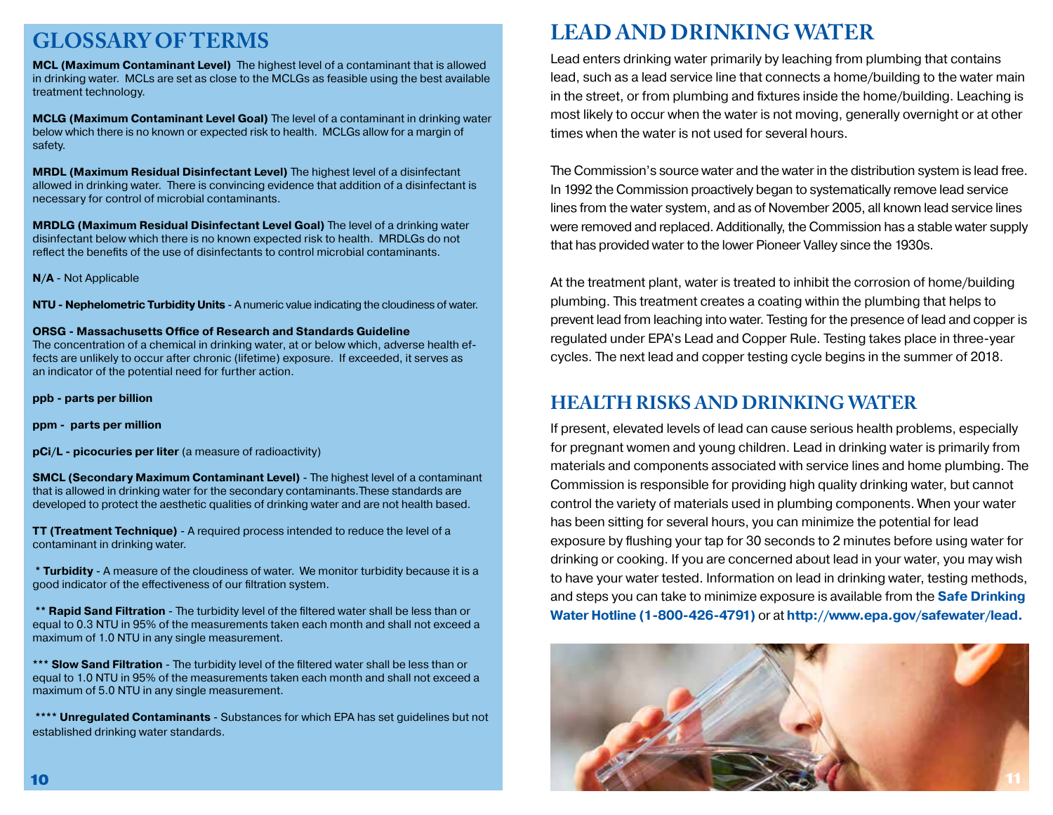## GLOSSARY OF TERMS

**MCL (Maximum Contaminant Level)** The highest level of a contaminant that is allowed in drinking water. MCLs are set as close to the MCLGs as feasible using the best available treatment technology.

**MCLG (Maximum Contaminant Level Goal)** The level of a contaminant in drinking water below which there is no known or expected risk to health. MCLGs allow for a margin of safety.

**MRDL (Maximum Residual Disinfectant Level)** The highest level of a disinfectant allowed in drinking water. There is convincing evidence that addition of a disinfectant is necessary for control of microbial contaminants.

**MRDLG (Maximum Residual Disinfectant Level Goal)** The level of a drinking water disinfectant below which there is no known expected risk to health. MRDLGs do not reflect the benefits of the use of disinfectants to control microbial contaminants.

**N/A** - Not Applicable

**NTU - Nephelometric Turbidity Units** - A numeric value indicating the cloudiness of water.

**ORSG - Massachusetts Office of Research and Standards Guideline**
The concentration of a chemical in drinking water, at or below which, adverse health effects are unlikely to occur after chronic (lifetime) exposure. If exceeded, it serves as an indicator of the potential need for further action.

**ppb - parts per billion**

**ppm - parts per million**

**pCi/L - picocuries per liter** (a measure of radioactivity)

**SMCL (Secondary Maximum Contaminant Level)** - The highest level of a contaminant that is allowed in drinking water for the secondary contaminants. These standards are developed to protect the aesthetic qualities of drinking water and are not health based.

**TT (Treatment Technique)** - A required process intended to reduce the level of a contaminant in drinking water.

* **Turbidity** - A measure of the cloudiness of water. We monitor turbidity because it is a good indicator of the effectiveness of our filtration system.

** **Rapid Sand Filtration** - The turbidity level of the filtered water shall be less than or equal to 0.3 NTU in 95% of the measurements taken each month and shall not exceed a maximum of 1.0 NTU in any single measurement.

*** **Slow Sand Filtration** - The turbidity level of the filtered water shall be less than or equal to 1.0 NTU in 95% of the measurements taken each month and shall not exceed a maximum of 5.0 NTU in any single measurement.

**** **Unregulated Contaminants** - Substances for which EPA has set guidelines but not established drinking water standards.

## LEAD AND DRINKING WATER

Lead enters drinking water primarily by leaching from plumbing that contains lead, such as a lead service line that connects a home/building to the water main in the street, or from plumbing and fixtures inside the home/building. Leaching is most likely to occur when the water is not moving, generally overnight or at other times when the water is not used for several hours.

The Commission's source water and the water in the distribution system is lead free. In 1992 the Commission proactively began to systematically remove lead service lines from the water system, and as of November 2005, all known lead service lines were removed and replaced. Additionally, the Commission has a stable water supply that has provided water to the lower Pioneer Valley since the 1930s.

At the treatment plant, water is treated to inhibit the corrosion of home/building plumbing. This treatment creates a coating within the plumbing that helps to prevent lead from leaching into water. Testing for the presence of lead and copper is regulated under EPA's Lead and Copper Rule. Testing takes place in three-year cycles. The next lead and copper testing cycle begins in the summer of 2018.

## HEALTH RISKS AND DRINKING WATER

If present, elevated levels of lead can cause serious health problems, especially for pregnant women and young children. Lead in drinking water is primarily from materials and components associated with service lines and home plumbing. The Commission is responsible for providing high quality drinking water, but cannot control the variety of materials used in plumbing components. When your water has been sitting for several hours, you can minimize the potential for lead exposure by flushing your tap for 30 seconds to 2 minutes before using water for drinking or cooking. If you are concerned about lead in your water, you may wish to have your water tested. Information on lead in drinking water, testing methods, and steps you can take to minimize exposure is available from the **Safe Drinking Water Hotline (1-800-426-4791)** or at **http://www.epa.gov/safewater/lead.**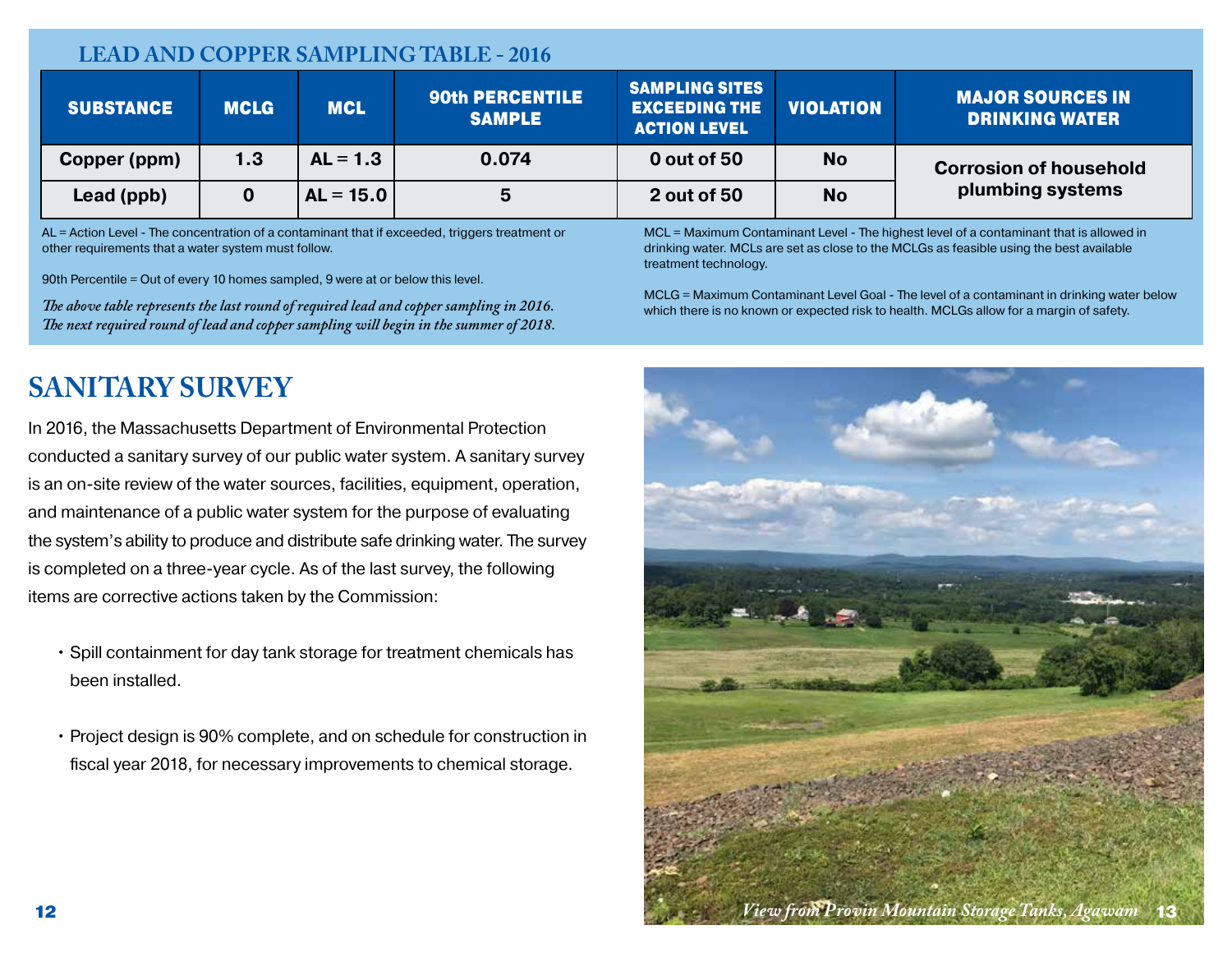## LEAD AND COPPER SAMPLING TABLE - 2016

| SUBSTANCE | MCLG | MCL | 90th PERCENTILE SAMPLE | SAMPLING SITES EXCEEDING THE ACTION LEVEL | VIOLATION | MAJOR SOURCES IN DRINKING WATER |
|---|---|---|---|---|---|---|
| Copper (ppm) | 1.3 | AL = 1.3 | 0.074 | 0 out of 50 | No | Corrosion of household plumbing systems |
| Lead (ppb) | 0 | AL = 15.0 | 5 | 2 out of 50 | No | |

AL = Action Level - The concentration of a contaminant that if exceeded, triggers treatment or other requirements that a water system must follow.

90th Percentile = Out of every 10 homes sampled, 9 were at or below this level.

*The above table represents the last round of required lead and copper sampling in 2016. The next required round of lead and copper sampling will begin in the summer of 2018.*

MCL = Maximum Contaminant Level - The highest level of a contaminant that is allowed in drinking water. MCLs are set as close to the MCLGs as feasible using the best available treatment technology.

MCLG = Maximum Contaminant Level Goal - The level of a contaminant in drinking water below which there is no known or expected risk to health. MCLGs allow for a margin of safety.

# SANITARY SURVEY

In 2016, the Massachusetts Department of Environmental Protection conducted a sanitary survey of our public water system. A sanitary survey is an on-site review of the water sources, facilities, equipment, operation, and maintenance of a public water system for the purpose of evaluating the system's ability to produce and distribute safe drinking water. The survey is completed on a three-year cycle. As of the last survey, the following items are corrective actions taken by the Commission:

- Spill containment for day tank storage for treatment chemicals has been installed.
- Project design is 90% complete, and on schedule for construction in fiscal year 2018, for necessary improvements to chemical storage.

*View from Provin Mountain Storage Tanks, Agawam*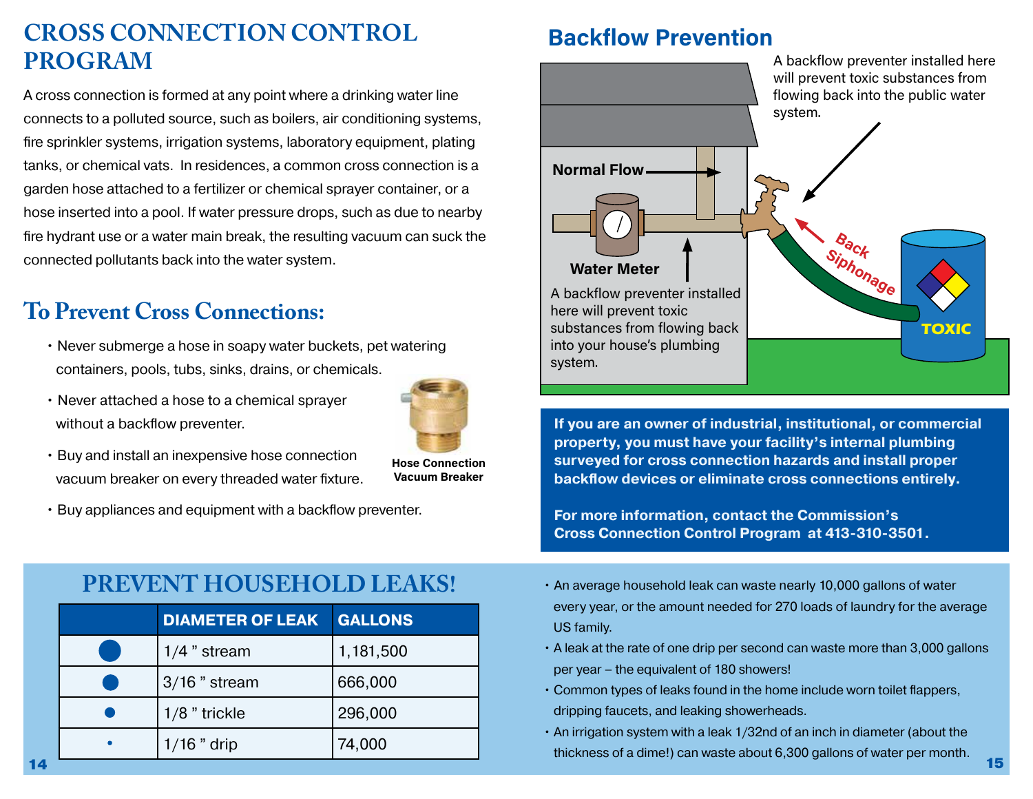# CROSS CONNECTION CONTROL PROGRAM

A cross connection is formed at any point where a drinking water line connects to a polluted source, such as boilers, air conditioning systems, fire sprinkler systems, irrigation systems, laboratory equipment, plating tanks, or chemical vats. In residences, a common cross connection is a garden hose attached to a fertilizer or chemical sprayer container, or a hose inserted into a pool. If water pressure drops, such as due to nearby fire hydrant use or a water main break, the resulting vacuum can suck the connected pollutants back into the water system.

## To Prevent Cross Connections:

- Never submerge a hose in soapy water buckets, pet watering containers, pools, tubs, sinks, drains, or chemicals.
- Never attached a hose to a chemical sprayer without a backflow preventer.
- Buy and install an inexpensive hose connection vacuum breaker on every threaded water fixture.
- Buy appliances and equipment with a backflow preventer.

**Hose Connection Vacuum Breaker**

## Backflow Prevention

A backflow preventer installed here will prevent toxic substances from flowing back into the public water system.

Normal Flow

Water Meter

A backflow preventer installed here will prevent toxic substances from flowing back into your house's plumbing system.

Back Siphonage

TOXIC

**If you are an owner of industrial, institutional, or commercial property, you must have your facility's internal plumbing surveyed for cross connection hazards and install proper backflow devices or eliminate cross connections entirely.**

**For more information, contact the Commission's Cross Connection Control Program at 413-310-3501.**

# PREVENT HOUSEHOLD LEAKS!

| | DIAMETER OF LEAK | GALLONS |
|---|---|---|
| ● | 1/4 " stream | 1,181,500 |
| ● | 3/16 " stream | 666,000 |
| ● | 1/8 " trickle | 296,000 |
| • | 1/16 " drip | 74,000 |

- An average household leak can waste nearly 10,000 gallons of water every year, or the amount needed for 270 loads of laundry for the average US family.
- A leak at the rate of one drip per second can waste more than 3,000 gallons per year – the equivalent of 180 showers!
- Common types of leaks found in the home include worn toilet flappers, dripping faucets, and leaking showerheads.
- An irrigation system with a leak 1/32nd of an inch in diameter (about the thickness of a dime!) can waste about 6,300 gallons of water per month.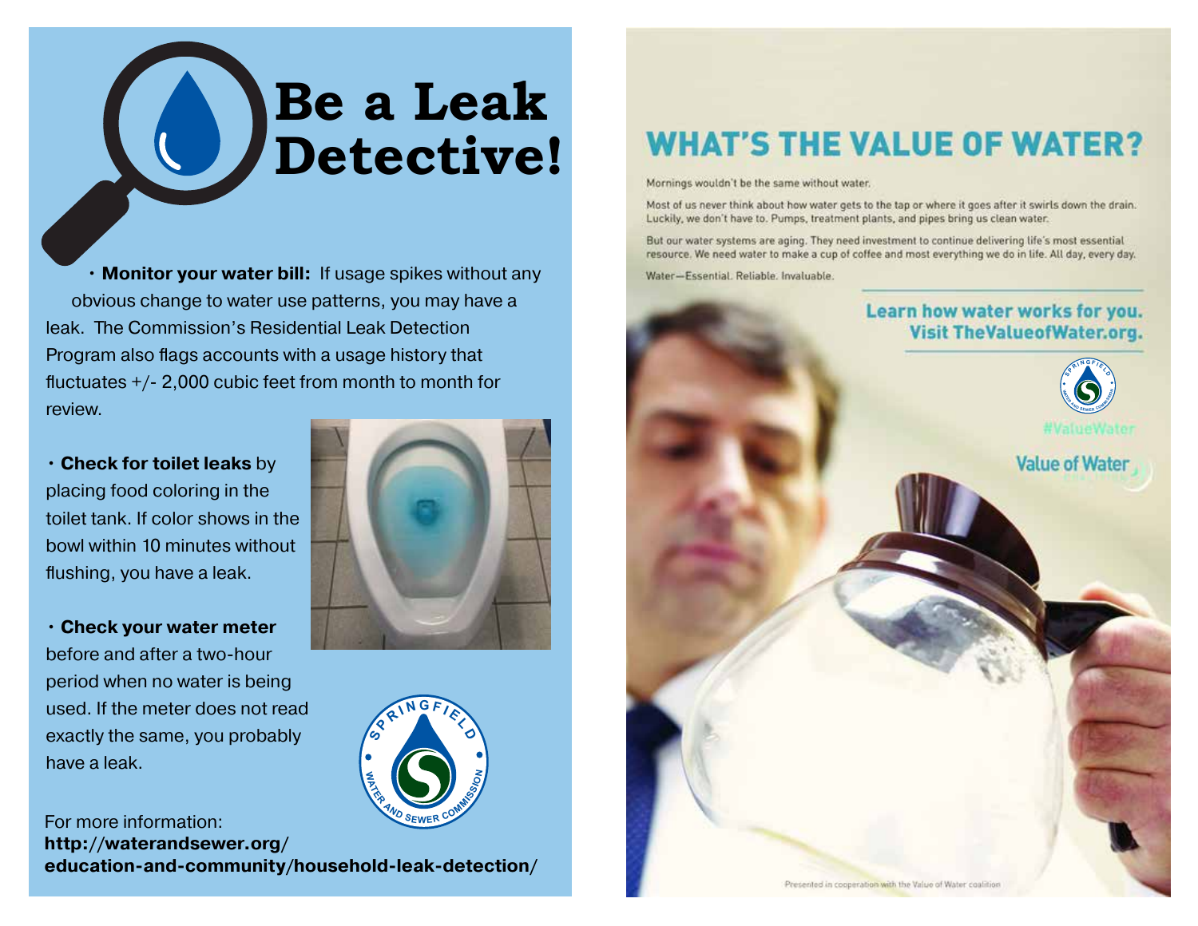# Be a Leak Detective!

- **Monitor your water bill:** If usage spikes without any obvious change to water use patterns, you may have a leak. The Commission's Residential Leak Detection Program also flags accounts with a usage history that fluctuates +/- 2,000 cubic feet from month to month for review.

- **Check for toilet leaks** by placing food coloring in the toilet tank. If color shows in the bowl within 10 minutes without flushing, you have a leak.

- **Check your water meter** before and after a two-hour period when no water is being used. If the meter does not read exactly the same, you probably have a leak.

SPRINGFIELD WATER AND SEWER COMMISSION

For more information:
**http://waterandsewer.org/education-and-community/household-leak-detection/**

# WHAT'S THE VALUE OF WATER?

Mornings wouldn't be the same without water.

Most of us never think about how water gets to the tap or where it goes after it swirls down the drain. Luckily, we don't have to. Pumps, treatment plants, and pipes bring us clean water.

But our water systems are aging. They need investment to continue delivering life's most essential resource. We need water to make a cup of coffee and most everything we do in life. All day, every day.

Water—Essential. Reliable. Invaluable.

**Learn how water works for you.**
**Visit TheValueofWater.org.**

SPRINGFIELD WATER AND SEWER COMMISSION

#ValueWater

Value of Water

Presented in cooperation with the Value of Water coalition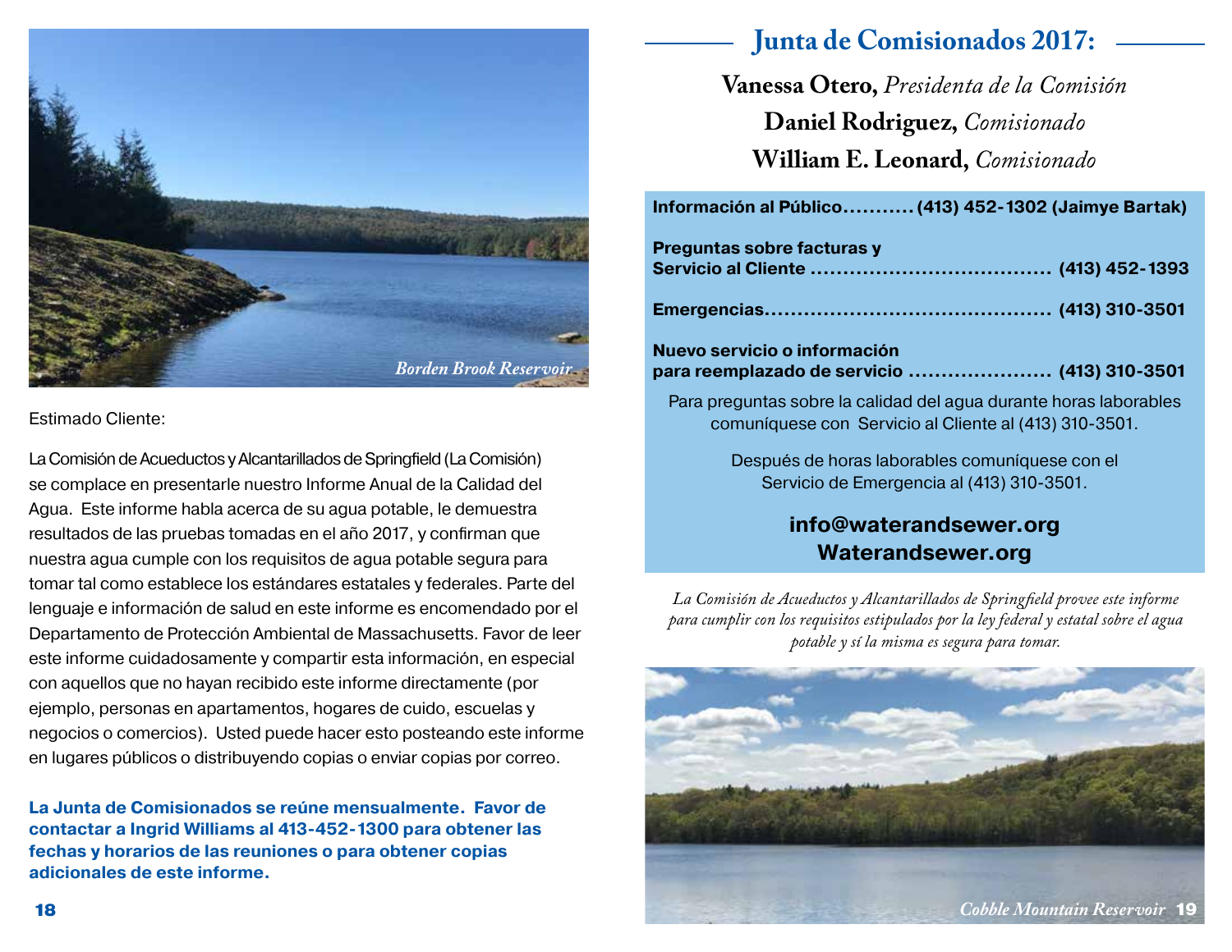*Borden Brook Reservoir*

Estimado Cliente:

La Comisión de Acueductos y Alcantarillados de Springfield (La Comisión) se complace en presentarle nuestro Informe Anual de la Calidad del Agua. Este informe habla acerca de su agua potable, le demuestra resultados de las pruebas tomadas en el año 2017, y confirman que nuestra agua cumple con los requisitos de agua potable segura para tomar tal como establece los estándares estatales y federales. Parte del lenguaje e información de salud en este informe es encomendado por el Departamento de Protección Ambiental de Massachusetts. Favor de leer este informe cuidadosamente y compartir esta información, en especial con aquellos que no hayan recibido este informe directamente (por ejemplo, personas en apartamentos, hogares de cuido, escuelas y negocios o comercios). Usted puede hacer esto posteando este informe en lugares públicos o distribuyendo copias o enviar copias por correo.

**La Junta de Comisionados se reúne mensualmente. Favor de contactar a Ingrid Williams al 413-452-1300 para obtener las fechas y horarios de las reuniones o para obtener copias adicionales de este informe.**

## Junta de Comisionados 2017:

**Vanessa Otero,** *Presidenta de la Comisión*
**Daniel Rodriguez,** *Comisionado*
**William E. Leonard,** *Comisionado*

**Información al Público........... (413) 452-1302 (Jaimye Bartak)**

**Preguntas sobre facturas y Servicio al Cliente .................................... (413) 452-1393**

**Emergencias........................................... (413) 310-3501**

**Nuevo servicio o información para reemplazado de servicio ...................... (413) 310-3501**

Para preguntas sobre la calidad del agua durante horas laborables comuníquese con Servicio al Cliente al (413) 310-3501.

Después de horas laborables comuníquese con el Servicio de Emergencia al (413) 310-3501.

**info@waterandsewer.org**
**Waterandsewer.org**

*La Comisión de Acueductos y Alcantarillados de Springfield provee este informe para cumplir con los requisitos estipulados por la ley federal y estatal sobre el agua potable y sí la misma es segura para tomar.*

*Cobble Mountain Reservoir*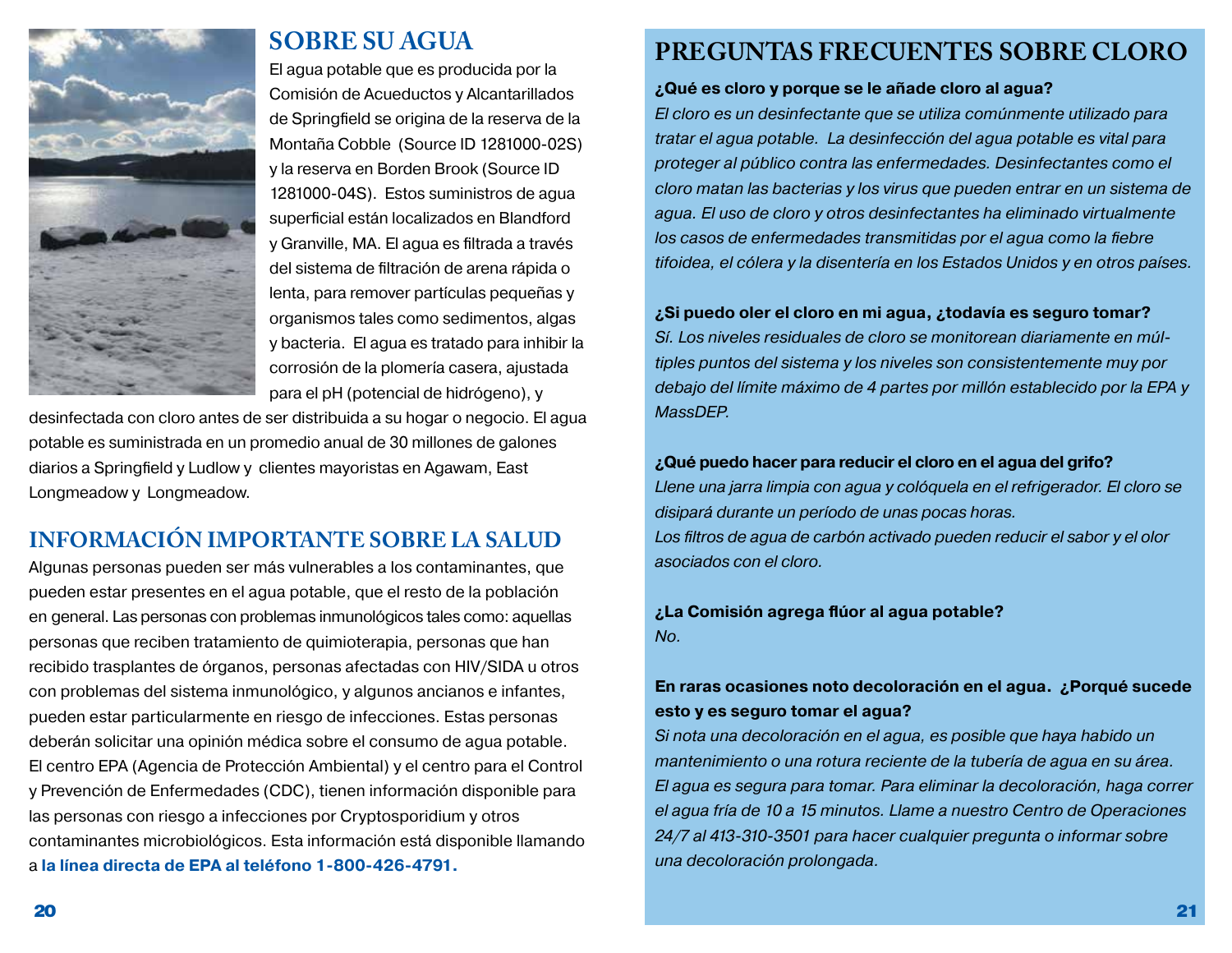## SOBRE SU AGUA

El agua potable que es producida por la Comisión de Acueductos y Alcantarillados de Springfield se origina de la reserva de la Montaña Cobble (Source ID 1281000-02S) y la reserva en Borden Brook (Source ID 1281000-04S). Estos suministros de agua superficial están localizados en Blandford y Granville, MA. El agua es filtrada a través del sistema de filtración de arena rápida o lenta, para remover partículas pequeñas y organismos tales como sedimentos, algas y bacteria. El agua es tratado para inhibir la corrosión de la plomería casera, ajustada para el pH (potencial de hidrógeno), y desinfectada con cloro antes de ser distribuida a su hogar o negocio. El agua potable es suministrada en un promedio anual de 30 millones de galones diarios a Springfield y Ludlow y clientes mayoristas en Agawam, East Longmeadow y Longmeadow.

## INFORMACIÓN IMPORTANTE SOBRE LA SALUD

Algunas personas pueden ser más vulnerables a los contaminantes, que pueden estar presentes en el agua potable, que el resto de la población en general. Las personas con problemas inmunológicos tales como: aquellas personas que reciben tratamiento de quimioterapia, personas que han recibido trasplantes de órganos, personas afectadas con HIV/SIDA u otros con problemas del sistema inmunológico, y algunos ancianos e infantes, pueden estar particularmente en riesgo de infecciones. Estas personas deberán solicitar una opinión médica sobre el consumo de agua potable. El centro EPA (Agencia de Protección Ambiental) y el centro para el Control y Prevención de Enfermedades (CDC), tienen información disponible para las personas con riesgo a infecciones por Cryptosporidium y otros contaminantes microbiológicos. Esta información está disponible llamando a **la línea directa de EPA al teléfono 1-800-426-4791.**

## PREGUNTAS FRECUENTES SOBRE CLORO

**¿Qué es cloro y porque se le añade cloro al agua?**

*El cloro es un desinfectante que se utiliza comúnmente utilizado para tratar el agua potable. La desinfección del agua potable es vital para proteger al público contra las enfermedades. Desinfectantes como el cloro matan las bacterias y los virus que pueden entrar en un sistema de agua. El uso de cloro y otros desinfectantes ha eliminado virtualmente los casos de enfermedades transmitidas por el agua como la fiebre tifoidea, el cólera y la disentería en los Estados Unidos y en otros países.*

**¿Si puedo oler el cloro en mi agua, ¿todavía es seguro tomar?**

*Sí. Los niveles residuales de cloro se monitorean diariamente en múltiples puntos del sistema y los niveles son consistentemente muy por debajo del límite máximo de 4 partes por millón establecido por la EPA y MassDEP.*

**¿Qué puedo hacer para reducir el cloro en el agua del grifo?**

*Llene una jarra limpia con agua y colóquela en el refrigerador. El cloro se disipará durante un período de unas pocas horas.*
*Los filtros de agua de carbón activado pueden reducir el sabor y el olor asociados con el cloro.*

**¿La Comisión agrega flúor al agua potable?**

*No.*

**En raras ocasiones noto decoloración en el agua. ¿Porqué sucede esto y es seguro tomar el agua?**

*Si nota una decoloración en el agua, es posible que haya habido un mantenimiento o una rotura reciente de la tubería de agua en su área. El agua es segura para tomar. Para eliminar la decoloración, haga correr el agua fría de 10 a 15 minutos. Llame a nuestro Centro de Operaciones 24/7 al 413-310-3501 para hacer cualquier pregunta o informar sobre una decoloración prolongada.*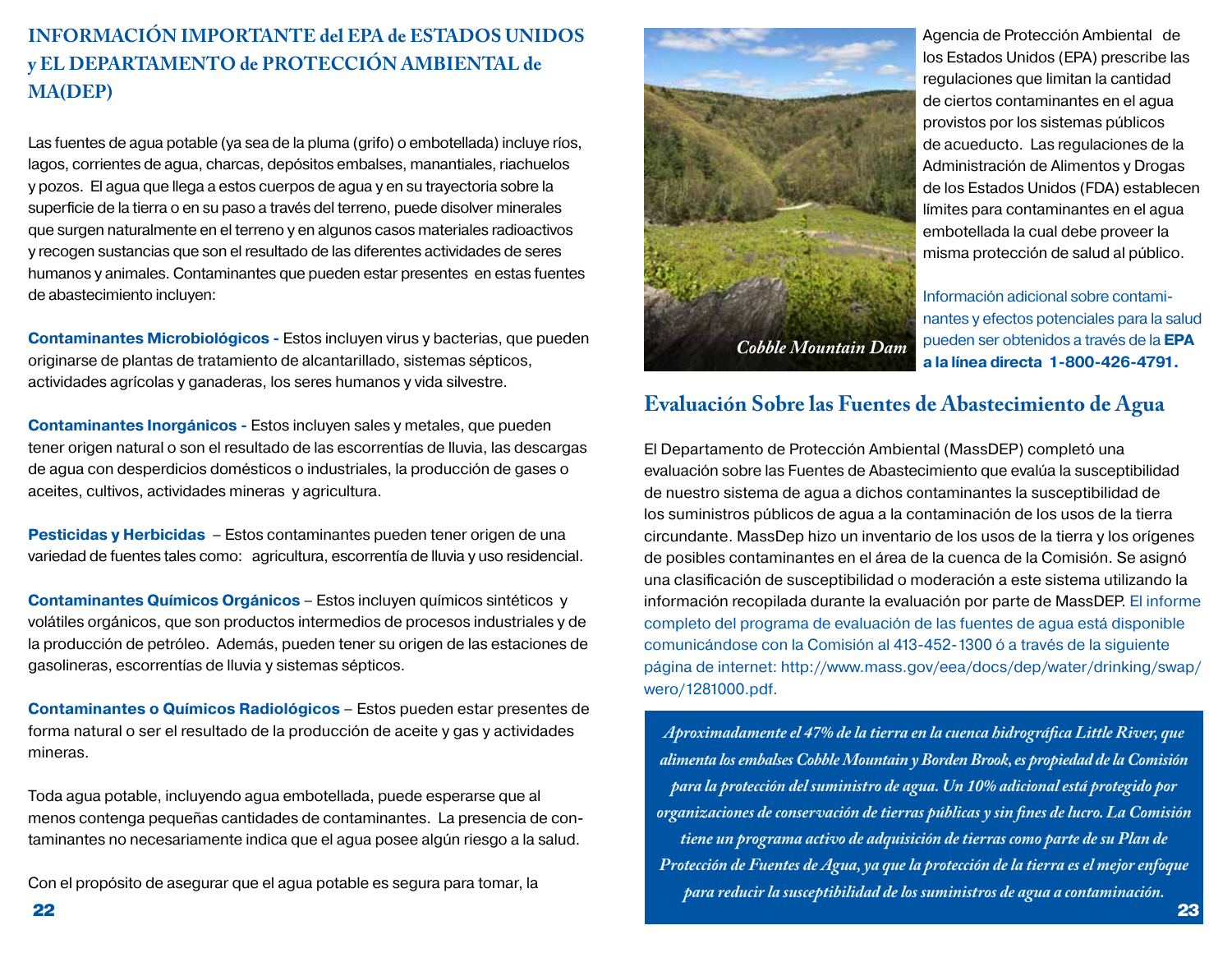## INFORMACIÓN IMPORTANTE del EPA de ESTADOS UNIDOS y EL DEPARTAMENTO de PROTECCIÓN AMBIENTAL de MA(DEP)

Las fuentes de agua potable (ya sea de la pluma (grifo) o embotellada) incluye ríos, lagos, corrientes de agua, charcas, depósitos embalses, manantiales, riachuelos y pozos. El agua que llega a estos cuerpos de agua y en su trayectoria sobre la superficie de la tierra o en su paso a través del terreno, puede disolver minerales que surgen naturalmente en el terreno y en algunos casos materiales radioactivos y recogen sustancias que son el resultado de las diferentes actividades de seres humanos y animales. Contaminantes que pueden estar presentes en estas fuentes de abastecimiento incluyen:

**Contaminantes Microbiológicos -** Estos incluyen virus y bacterias, que pueden originarse de plantas de tratamiento de alcantarillado, sistemas sépticos, actividades agrícolas y ganaderas, los seres humanos y vida silvestre.

**Contaminantes Inorgánicos -** Estos incluyen sales y metales, que pueden tener origen natural o son el resultado de las escorrentías de lluvia, las descargas de agua con desperdicios domésticos o industriales, la producción de gases o aceites, cultivos, actividades mineras y agricultura.

**Pesticidas y Herbicidas** – Estos contaminantes pueden tener origen de una variedad de fuentes tales como: agricultura, escorrentía de lluvia y uso residencial.

**Contaminantes Químicos Orgánicos** – Estos incluyen químicos sintéticos y volátiles orgánicos, que son productos intermedios de procesos industriales y de la producción de petróleo. Además, pueden tener su origen de las estaciones de gasolineras, escorrentías de lluvia y sistemas sépticos.

**Contaminantes o Químicos Radiológicos** – Estos pueden estar presentes de forma natural o ser el resultado de la producción de aceite y gas y actividades mineras.

Toda agua potable, incluyendo agua embotellada, puede esperarse que al menos contenga pequeñas cantidades de contaminantes. La presencia de contaminantes no necesariamente indica que el agua posee algún riesgo a la salud.

Con el propósito de asegurar que el agua potable es segura para tomar, la Agencia de Protección Ambiental de los Estados Unidos (EPA) prescribe las regulaciones que limitan la cantidad de ciertos contaminantes en el agua provistos por los sistemas públicos de acueducto. Las regulaciones de la Administración de Alimentos y Drogas de los Estados Unidos (FDA) establecen límites para contaminantes en el agua embotellada la cual debe proveer la misma protección de salud al público.

*Cobble Mountain Dam*

Información adicional sobre contaminantes y efectos potenciales para la salud pueden ser obtenidos a través de la **EPA a la línea directa 1-800-426-4791.**

## Evaluación Sobre las Fuentes de Abastecimiento de Agua

El Departamento de Protección Ambiental (MassDEP) completó una evaluación sobre las Fuentes de Abastecimiento que evalúa la susceptibilidad de nuestro sistema de agua a dichos contaminantes la susceptibilidad de los suministros públicos de agua a la contaminación de los usos de la tierra circundante. MassDep hizo un inventario de los usos de la tierra y los orígenes de posibles contaminantes en el área de la cuenca de la Comisión. Se asignó una clasificación de susceptibilidad o moderación a este sistema utilizando la información recopilada durante la evaluación por parte de MassDEP. El informe completo del programa de evaluación de las fuentes de agua está disponible comunicándose con la Comisión al 413-452-1300 ó a través de la siguiente página de internet: http://www.mass.gov/eea/docs/dep/water/drinking/swap/wero/1281000.pdf.

*Aproximadamente el 47% de la tierra en la cuenca hidrográfica Little River, que alimenta los embalses Cobble Mountain y Borden Brook, es propiedad de la Comisión para la protección del suministro de agua. Un 10% adicional está protegido por organizaciones de conservación de tierras públicas y sin fines de lucro. La Comisión tiene un programa activo de adquisición de tierras como parte de su Plan de Protección de Fuentes de Agua, ya que la protección de la tierra es el mejor enfoque para reducir la susceptibilidad de los suministros de agua a contaminación.*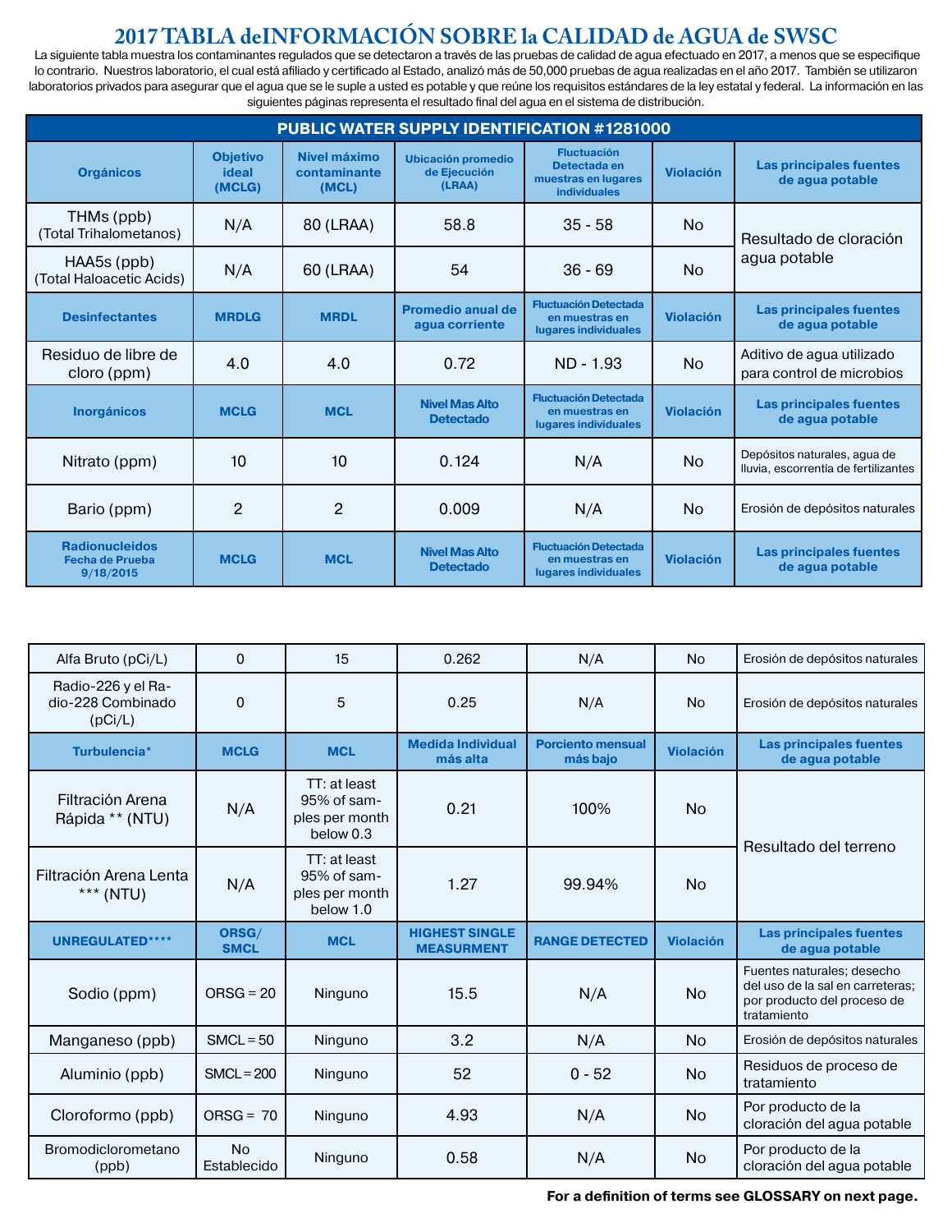# 2017 TABLA deINFORMACIÓN SOBRE la CALIDAD de AGUA de SWSC

La siguiente tabla muestra los contaminantes regulados que se detectaron a través de las pruebas de calidad de agua efectuado en 2017, a menos que se especifique lo contrario. Nuestros laboratorio, el cual está afiliado y certificado al Estado, analizó más de 50,000 pruebas de agua realizadas en el año 2017. También se utilizaron laboratorios privados para asegurar que el agua que se le suple a usted es potable y que reúne los requisitos estándares de la ley estatal y federal. La información en las siguientes páginas representa el resultado final del agua en el sistema de distribución.

| PUBLIC WATER SUPPLY IDENTIFICATION #1281000 | | | | | | |
|---|---|---|---|---|---|---|
| **Orgánicos** | **Objetivo ideal (MCLG)** | **Nivel máximo contaminante (MCL)** | **Ubicación promedio de Ejecución (LRAA)** | **Fluctuación Detectada en muestras en lugares individuales** | **Violación** | **Las principales fuentes de agua potable** |
| THMs (ppb) (Total Trihalometanos) | N/A | 80 (LRAA) | 58.8 | 35 - 58 | No | Resultado de cloración agua potable |
| HAA5s (ppb) (Total Haloacetic Acids) | N/A | 60 (LRAA) | 54 | 36 - 69 | No | |
| **Desinfectantes** | **MRDLG** | **MRDL** | **Promedio anual de agua corriente** | **Fluctuación Detectada en muestras en lugares individuales** | **Violación** | **Las principales fuentes de agua potable** |
| Residuo de libre de cloro (ppm) | 4.0 | 4.0 | 0.72 | ND - 1.93 | No | Aditivo de agua utilizado para control de microbios |
| **Inorgánicos** | **MCLG** | **MCL** | **Nivel Mas Alto Detectado** | **Fluctuación Detectada en muestras en lugares individuales** | **Violación** | **Las principales fuentes de agua potable** |
| Nitrato (ppm) | 10 | 10 | 0.124 | N/A | No | Depósitos naturales, agua de lluvia, escorrentía de fertilizantes |
| Bario (ppm) | 2 | 2 | 0.009 | N/A | No | Erosión de depósitos naturales |
| **Radionucleidos Fecha de Prueba 9/18/2015** | **MCLG** | **MCL** | **Nivel Mas Alto Detectado** | **Fluctuación Detectada en muestras en lugares individuales** | **Violación** | **Las principales fuentes de agua potable** |
| Alfa Bruto (pCi/L) | 0 | 15 | 0.262 | N/A | No | Erosión de depósitos naturales |
| Radio-226 y el Radio-228 Combinado (pCi/L) | 0 | 5 | 0.25 | N/A | No | Erosión de depósitos naturales |
| **Turbulencia*** | **MCLG** | **MCL** | **Medida Individual más alta** | **Porciento mensual más bajo** | **Violación** | **Las principales fuentes de agua potable** |
| Filtración Arena Rápida ** (NTU) | N/A | TT: at least 95% of samples per month below 0.3 | 0.21 | 100% | No | Resultado del terreno |
| Filtración Arena Lenta *** (NTU) | N/A | TT: at least 95% of samples per month below 1.0 | 1.27 | 99.94% | No | |
| **UNREGULATED****** | **ORSG/ SMCL** | **MCL** | **HIGHEST SINGLE MEASURMENT** | **RANGE DETECTED** | **Violación** | **Las principales fuentes de agua potable** |
| Sodio (ppm) | ORSG = 20 | Ninguno | 15.5 | N/A | No | Fuentes naturales; desecho del uso de la sal en carreteras; por producto del proceso de tratamiento |
| Manganeso (ppb) | SMCL = 50 | Ninguno | 3.2 | N/A | No | Erosión de depósitos naturales |
| Aluminio (ppb) | SMCL = 200 | Ninguno | 52 | 0 - 52 | No | Residuos de proceso de tratamiento |
| Cloroformo (ppb) | ORSG = 70 | Ninguno | 4.93 | N/A | No | Por producto de la cloración del agua potable |
| Bromodiclorometano (ppb) | No Establecido | Ninguno | 0.58 | N/A | No | Por producto de la cloración del agua potable |

**For a definition of terms see GLOSSARY on next page.**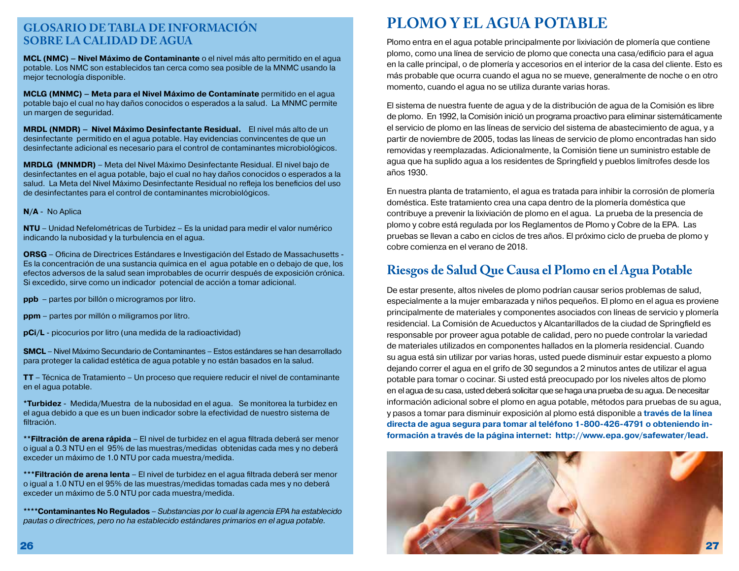## GLOSARIO DE TABLA DE INFORMACIÓN SOBRE LA CALIDAD DE AGUA

**MCL (NMC) – Nivel Máximo de Contaminante** o el nivel más alto permitido en el agua potable. Los NMC son establecidos tan cerca como sea posible de la MNMC usando la mejor tecnología disponible.

**MCLG (MNMC) – Meta para el Nivel Máximo de Contamínate** permitido en el agua potable bajo el cual no hay daños conocidos o esperados a la salud. La MNMC permite un margen de seguridad.

**MRDL (NMDR) – Nivel Máximo Desinfectante Residual.** El nivel más alto de un desinfectante permitido en el agua potable. Hay evidencias convincentes de que un desinfectante adicional es necesario para el control de contaminantes microbiológicos.

**MRDLG (MNMDR)** – Meta del Nivel Máximo Desinfectante Residual. El nivel bajo de desinfectantes en el agua potable, bajo el cual no hay daños conocidos o esperados a la salud. La Meta del Nivel Máximo Desinfectante Residual no refleja los beneficios del uso de desinfectantes para el control de contaminantes microbiológicos.

**N/A** - No Aplica

**NTU** – Unidad Nefelométricas de Turbidez – Es la unidad para medir el valor numérico indicando la nubosidad y la turbulencia en el agua.

**ORSG** – Oficina de Directrices Estándares e Investigación del Estado de Massachusetts - Es la concentración de una sustancia química en el agua potable en o debajo de que, los efectos adversos de la salud sean improbables de ocurrir después de exposición crónica. Si excedido, sirve como un indicador potencial de acción a tomar adicional.

**ppb** – partes por billón o microgramos por litro.

**ppm** – partes por millón o miligramos por litro.

**pCi/L** - picocurios por litro (una medida de la radioactividad)

**SMCL** – Nivel Máximo Secundario de Contaminantes – Estos estándares se han desarrollado para proteger la calidad estética de agua potable y no están basados en la salud.

**TT** – Técnica de Tratamiento – Un proceso que requiere reducir el nivel de contaminante en el agua potable.

**\*Turbidez** - Medida/Muestra de la nubosidad en el agua. Se monitorea la turbidez en el agua debido a que es un buen indicador sobre la efectividad de nuestro sistema de filtración.

**\*\*Filtración de arena rapida** – El nivel de turbidez en el agua filtrada deberá ser menor o igual a 0.3 NTU en el 95% de las muestras/medidas obtenidas cada mes y no deberá exceder un máximo de 1.0 NTU por cada muestra/medida.

**\*\*\*Filtración de arena lenta** – El nivel de turbidez en el agua filtrada deberá ser menor o igual a 1.0 NTU en el 95% de las muestras/medidas tomadas cada mes y no deberá exceder un máximo de 5.0 NTU por cada muestra/medida.

**\*\*\*\*Contaminantes No Regulados** – *Substancias por lo cual la agencia EPA ha establecido pautas o directrices, pero no ha establecido estándares primarios en el agua potable.*

# PLOMO Y EL AGUA POTABLE

Plomo entra en el agua potable principalmente por lixiviación de plomería que contiene plomo, como una línea de servicio de plomo que conecta una casa/edificio para el agua en la calle principal, o de plomería y accesorios en el interior de la casa del cliente. Esto es más probable que ocurra cuando el agua no se mueve, generalmente de noche o en otro momento, cuando el agua no se utiliza durante varias horas.

El sistema de nuestra fuente de agua y de la distribución de agua de la Comisión es libre de plomo. En 1992, la Comisión inició un programa proactivo para eliminar sistemáticamente el servicio de plomo en las líneas de servicio del sistema de abastecimiento de agua, y a partir de noviembre de 2005, todas las líneas de servicio de plomo encontradas han sido removidas y reemplazadas. Adicionalmente, la Comisión tiene un suministro estable de agua que ha suplido agua a los residentes de Springfield y pueblos limítrofes desde los años 1930.

En nuestra planta de tratamiento, el agua es tratada para inhibir la corrosión de plomería doméstica. Este tratamiento crea una capa dentro de la plomería doméstica que contribuye a prevenir la lixiviación de plomo en el agua. La prueba de la presencia de plomo y cobre está regulada por los Reglamentos de Plomo y Cobre de la EPA. Las pruebas se llevan a cabo en ciclos de tres años. El próximo ciclo de prueba de plomo y cobre comienza en el verano de 2018.

## Riesgos de Salud Que Causa el Plomo en el Agua Potable

De estar presente, altos niveles de plomo podrían causar serios problemas de salud, especialmente a la mujer embarazada y niños pequeños. El plomo en el agua es proviene principalmente de materiales y componentes asociados con líneas de servicio y plomería residencial. La Comisión de Acueductos y Alcantarillados de la ciudad de Springfield es responsable por proveer agua potable de calidad, pero no puede controlar la variedad de materiales utilizados en componentes hallados en la plomería residencial. Cuando su agua está sin utilizar por varias horas, usted puede disminuir estar expuesto a plomo dejando correr el agua en el grifo de 30 segundos a 2 minutos antes de utilizar el agua potable para tomar o cocinar. Si usted está preocupado por los niveles altos de plomo en el agua de su casa, usted deberá solicitar que se haga una prueba de su agua. De necesitar información adicional sobre el plomo en agua potable, métodos para pruebas de su agua, y pasos a tomar para disminuir exposición al plomo está disponible a **través de la línea directa de agua segura para tomar al teléfono 1-800-426-4791 o obteniendo información a través de la página internet: http://www.epa.gov/safewater/lead.**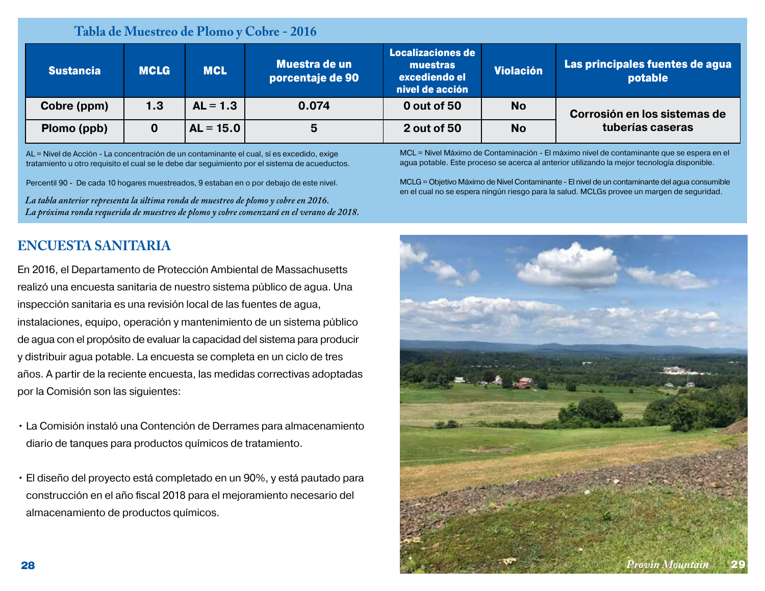## Tabla de Muestreo de Plomo y Cobre - 2016

| Sustancia | MCLG | MCL | Muestra de un porcentaje de 90 | Localizaciones de muestras excediendo el nivel de acción | Violación | Las principales fuentes de agua potable |
|---|---|---|---|---|---|---|
| Cobre (ppm) | 1.3 | AL = 1.3 | 0.074 | 0 out of 50 | No | Corrosión en los sistemas de tuberías caseras |
| Plomo (ppb) | 0 | AL = 15.0 | 5 | 2 out of 50 | No | |

AL = Nivel de Acción - La concentración de un contaminante el cual, sí es excedido, exige tratamiento u otro requisito el cual se le debe dar seguimiento por el sistema de acueductos.

Percentil 90 - De cada 10 hogares muestreados, 9 estaban en o por debajo de este nivel.

*La tabla anterior representa la última ronda de muestreo de plomo y cobre en 2016.*
*La próxima ronda requerida de muestreo de plomo y cobre comenzará en el verano de 2018.*

MCL = Nivel Máximo de Contaminación - El máximo nivel de contaminante que se espera en el agua potable. Este proceso se acerca al anterior utilizando la mejor tecnología disponible.

MCLG = Objetivo Máximo de Nivel Contaminante - El nivel de un contaminante del agua consumible en el cual no se espera ningún riesgo para la salud. MCLGs provee un margen de seguridad.

## ENCUESTA SANITARIA

En 2016, el Departamento de Protección Ambiental de Massachusetts realizó una encuesta sanitaria de nuestro sistema público de agua. Una inspección sanitaria es una revisión local de las fuentes de agua, instalaciones, equipo, operación y mantenimiento de un sistema público de agua con el propósito de evaluar la capacidad del sistema para producir y distribuir agua potable. La encuesta se completa en un ciclo de tres años. A partir de la reciente encuesta, las medidas correctivas adoptadas por la Comisión son las siguientes:

- La Comisión instaló una Contención de Derrames para almacenamiento diario de tanques para productos químicos de tratamiento.
- El diseño del proyecto está completado en un 90%, y está pautado para construcción en el año fiscal 2018 para el mejoramiento necesario del almacenamiento de productos químicos.

*Provin Mountain*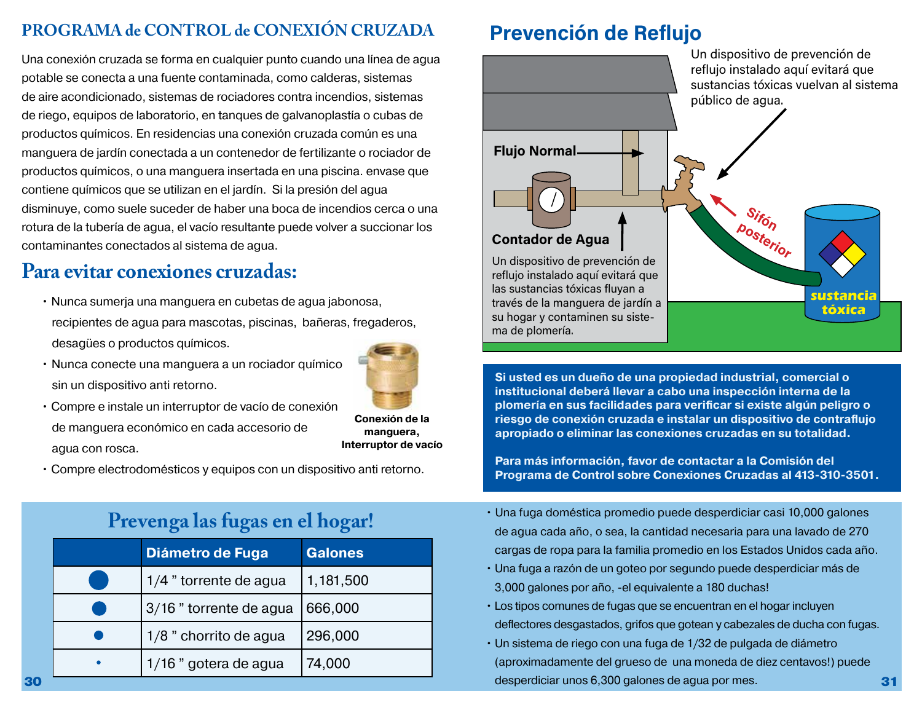## PROGRAMA de CONTROL de CONEXIÓN CRUZADA

Una conexión cruzada se forma en cualquier punto cuando una línea de agua potable se conecta a una fuente contaminada, como calderas, sistemas de aire acondicionado, sistemas de rociadores contra incendios, sistemas de riego, equipos de laboratorio, en tanques de galvanoplastía o cubas de productos químicos. En residencias una conexión cruzada común es una manguera de jardín conectada a un contenedor de fertilizante o rociador de productos químicos, o una manguera insertada en una piscina. envase que contiene químicos que se utilizan en el jardín. Si la presión del agua disminuye, como suele suceder de haber una boca de incendios cerca o una rotura de la tubería de agua, el vacío resultante puede volver a succionar los contaminantes conectados al sistema de agua.

## Para evitar conexiones cruzadas:

- Nunca sumerja una manguera en cubetas de agua jabonosa, recipientes de agua para mascotas, piscinas, bañeras, fregaderos, desagües o productos químicos.
- Nunca conecte una manguera a un rociador químico sin un dispositivo anti retorno.
- Compre e instale un interruptor de vacío de conexión de manguera económico en cada accesorio de agua con rosca.
- Compre electrodomésticos y equipos con un dispositivo anti retorno.

**Conexión de la manguera, Interruptor de vacío**

## Prevención de Reflujo

Un dispositivo de prevención de reflujo instalado aquí evitará que sustancias tóxicas vuelvan al sistema público de agua.

**Flujo Normal**

**Contador de Agua**

Un dispositivo de prevención de reflujo instalado aquí evitará que las sustancias tóxicas fluyan a través de la manguera de jardín a su hogar y contaminen su sistema de plomería.

Sifón posterior

sustancia tóxica

**Si usted es un dueño de una propiedad industrial, comercial o institucional deberá llevar a cabo una inspección interna de la plomería en sus facilidades para verificar si existe algún peligro o riesgo de conexión cruzada e instalar un dispositivo de contraflujo apropiado o eliminar las conexiones cruzadas en su totalidad.**

**Para más información, favor de contactar a la Comisión del Programa de Control sobre Conexiones Cruzadas al 413-310-3501.**

## Prevenga las fugas en el hogar!

| | Diámetro de Fuga | Galones |
|---|---|---|
| ● | 1/4 " torrente de agua | 1,181,500 |
| ● | 3/16 " torrente de agua | 666,000 |
| • | 1/8 " chorrito de agua | 296,000 |
| · | 1/16 " gotera de agua | 74,000 |

- Una fuga doméstica promedio puede desperdiciar casi 10,000 galones de agua cada año, o sea, la cantidad necesaria para una lavado de 270 cargas de ropa para la familia promedio en los Estados Unidos cada año.
- Una fuga a razón de un goteo por segundo puede desperdiciar más de 3,000 galones por año, -el equivalente a 180 duchas!
- Los tipos comunes de fugas que se encuentran en el hogar incluyen deflectores desgastados, grifos que gotean y cabezales de ducha con fugas.
- Un sistema de riego con una fuga de 1/32 de pulgada de diámetro (aproximadamente del grueso de una moneda de diez centavos!) puede desperdiciar unos 6,300 galones de agua por mes.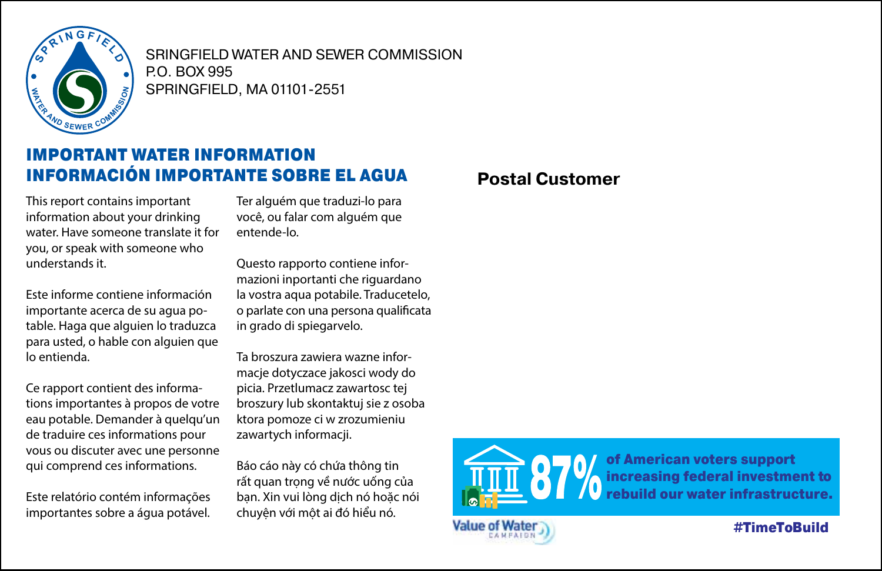SRINGFIELD WATER AND SEWER COMMISSION
P.O. BOX 995
SPRINGFIELD, MA 01101-2551

## IMPORTANT WATER INFORMATION
## INFORMACIÓN IMPORTANTE SOBRE EL AGUA

This report contains important information about your drinking water. Have someone translate it for you, or speak with someone who understands it.

Este informe contiene información importante acerca de su agua potable. Haga que alguien lo traduzca para usted, o hable con alguien que lo entienda.

Ce rapport contient des informations importantes à propos de votre eau potable. Demander à quelqu'un de traduire ces informations pour vous ou discuter avec une personne qui comprend ces informations.

Este relatório contém informações importantes sobre a água potável. Ter alguém que traduzi-lo para você, ou falar com alguém que entende-lo.

Questo rapporto contiene informazioni inportanti che riguardano la vostra aqua potabile. Traducetelo, o parlate con una persona qualificata in grado di spiegarvelo.

Ta broszura zawiera wazne informacje dotyczace jakosci wody do picia. Przetlumacz zawartosc tej broszury lub skontaktuj sie z osoba ktora pomoze ci w zrozumieniu zawartych informacji.

Báo cáo này có chứa thông tin rất quan trọng về nước uống của bạn. Xin vui lòng dịch nó hoặc nói chuyện với một ai đó hiểu nó.

**Postal Customer**

**87%** of American voters support increasing federal investment to rebuild our water infrastructure.

Value of Water CAMPAIGN

**#TimeToBuild**